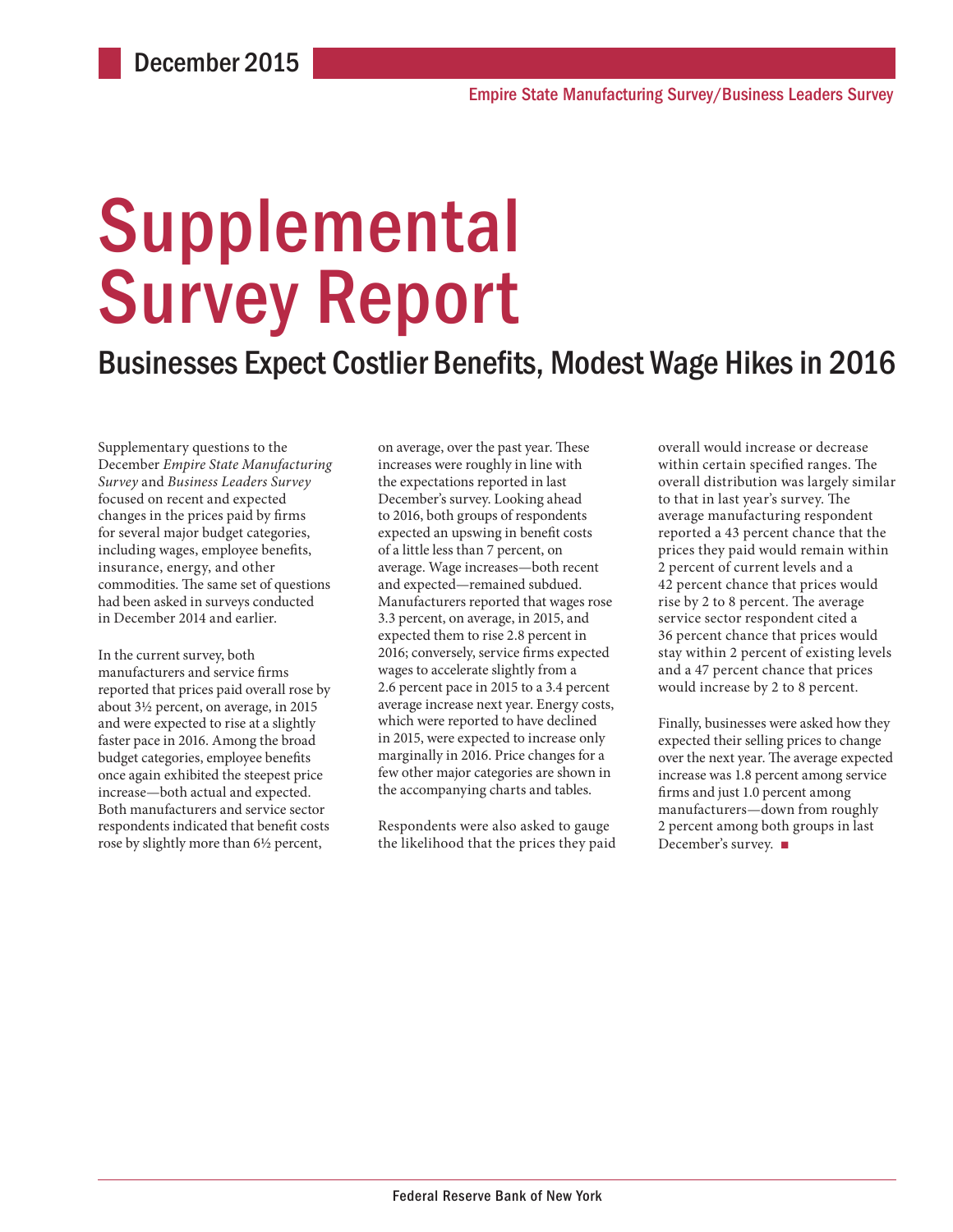December 2015

Empire State Manufacturing Survey/Business Leaders Survey

# Supplemental Survey Report

## Businesses Expect Costlier Benefits, Modest Wage Hikes in 2016

Supplementary questions to the December *Empire State Manufacturing Survey* and *Business Leaders Survey* focused on recent and expected changes in the prices paid by firms for several major budget categories, including wages, employee benefits, insurance, energy, and other commodities. The same set of questions had been asked in surveys conducted in December 2014 and earlier.

In the current survey, both manufacturers and service firms reported that prices paid overall rose by about 3½ percent, on average, in 2015 and were expected to rise at a slightly faster pace in 2016. Among the broad budget categories, employee benefits once again exhibited the steepest price increase—both actual and expected. Both manufacturers and service sector respondents indicated that benefit costs rose by slightly more than 6½ percent, on average, over the past year. These increases were roughly in line with the expectations reported in last December's survey. Looking ahead to 2016, both groups of respondents expected an upswing in benefit costs of a little less than 7 percent, on average. Wage increases—both recent and expected—remained subdued. Manufacturers reported that wages rose 3.3 percent, on average, in 2015, and expected them to rise 2.8 percent in 2016; conversely, service firms expected wages to accelerate slightly from a 2.6 percent pace in 2015 to a 3.4 percent average increase next year. Energy costs, which were reported to have declined in 2015, were expected to increase only marginally in 2016. Price changes for a few other major categories are shown in the accompanying charts and tables.

Respondents were also asked to gauge the likelihood that the prices they paid overall would increase or decrease within certain specified ranges. The overall distribution was largely similar to that in last year's survey. The average manufacturing respondent reported a 43 percent chance that the prices they paid would remain within 2 percent of current levels and a 42 percent chance that prices would rise by 2 to 8 percent. The average service sector respondent cited a 36 percent chance that prices would stay within 2 percent of existing levels and a 47 percent chance that prices would increase by 2 to 8 percent.

Finally, businesses were asked how they expected their selling prices to change over the next year. The average expected increase was 1.8 percent among service firms and just 1.0 percent among manufacturers—down from roughly 2 percent among both groups in last December's survey. ■

Federal Reserve Bank of New York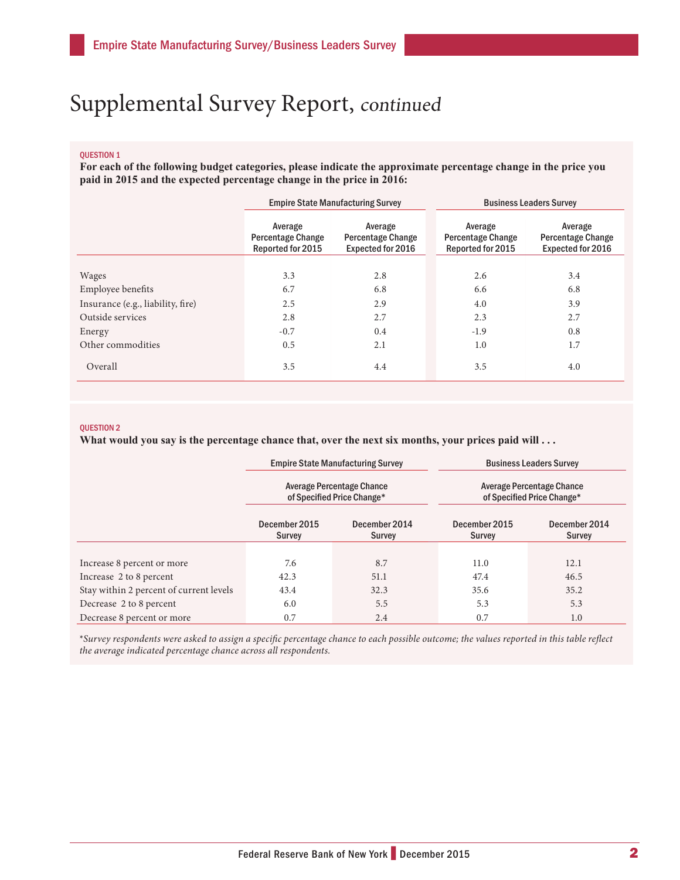# Supplemental Survey Report, *continued*

QUESTION 1

**For each of the following budget categories, please indicate the approximate percentage change in the price you paid in 2015 and the expected percentage change in the price in 2016:**

| | Empire State Manufacturing Survey | | Business Leaders Survey | |
|---|---|---|---|---|
| | Average Percentage Change Reported for 2015 | Average Percentage Change Expected for 2016 | Average Percentage Change Reported for 2015 | Average Percentage Change Expected for 2016 |
| Wages | 3.3 | 2.8 | 2.6 | 3.4 |
| Employee benefits | 6.7 | 6.8 | 6.6 | 6.8 |
| Insurance (e.g., liability, fire) | 2.5 | 2.9 | 4.0 | 3.9 |
| Outside services | 2.8 | 2.7 | 2.3 | 2.7 |
| Energy | -0.7 | 0.4 | -1.9 | 0.8 |
| Other commodities | 0.5 | 2.1 | 1.0 | 1.7 |
| Overall | 3.5 | 4.4 | 3.5 | 4.0 |

QUESTION 2

**What would you say is the percentage chance that, over the next six months, your prices paid will . . .**

| | Empire State Manufacturing Survey | | Business Leaders Survey | |
|---|---|---|---|---|
| | Average Percentage Chance of Specified Price Change* | | Average Percentage Chance of Specified Price Change* | |
| | December 2015 Survey | December 2014 Survey | December 2015 Survey | December 2014 Survey |
| Increase 8 percent or more | 7.6 | 8.7 | 11.0 | 12.1 |
| Increase 2 to 8 percent | 42.3 | 51.1 | 47.4 | 46.5 |
| Stay within 2 percent of current levels | 43.4 | 32.3 | 35.6 | 35.2 |
| Decrease 2 to 8 percent | 6.0 | 5.5 | 5.3 | 5.3 |
| Decrease 8 percent or more | 0.7 | 2.4 | 0.7 | 1.0 |

*\*Survey respondents were asked to assign a specific percentage chance to each possible outcome; the values reported in this table reflect the average indicated percentage chance across all respondents.*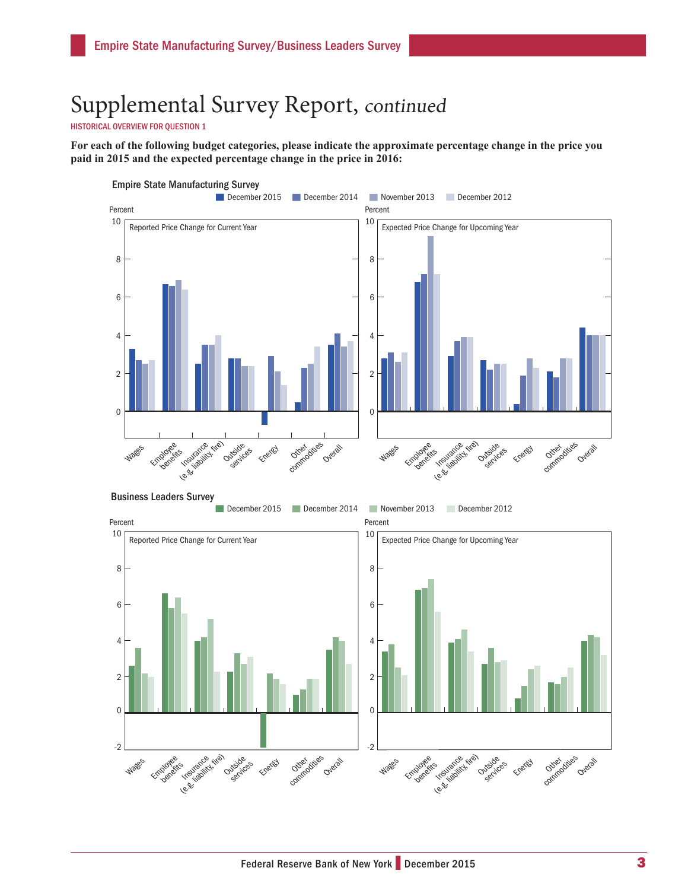# Supplemental Survey Report, *continued*

HISTORICAL OVERVIEW FOR QUESTION 1

**For each of the following budget categories, please indicate the approximate percentage change in the price you paid in 2015 and the expected percentage change in the price in 2016:**

Empire State Manufacturing Survey

December 2015 | December 2014 | November 2013 | December 2012

Percent

Reported Price Change for Current Year

Expected Price Change for Upcoming Year

Wages | Employee benefits | Insurance (e.g. liability, fire) | Outside services | Energy | Other commodities | Overall

Business Leaders Survey

December 2015 | December 2014 | November 2013 | December 2012

Percent

Reported Price Change for Current Year

Expected Price Change for Upcoming Year

Wages | Employee benefits | Insurance (e.g. liability, fire) | Outside services | Energy | Other commodities | Overall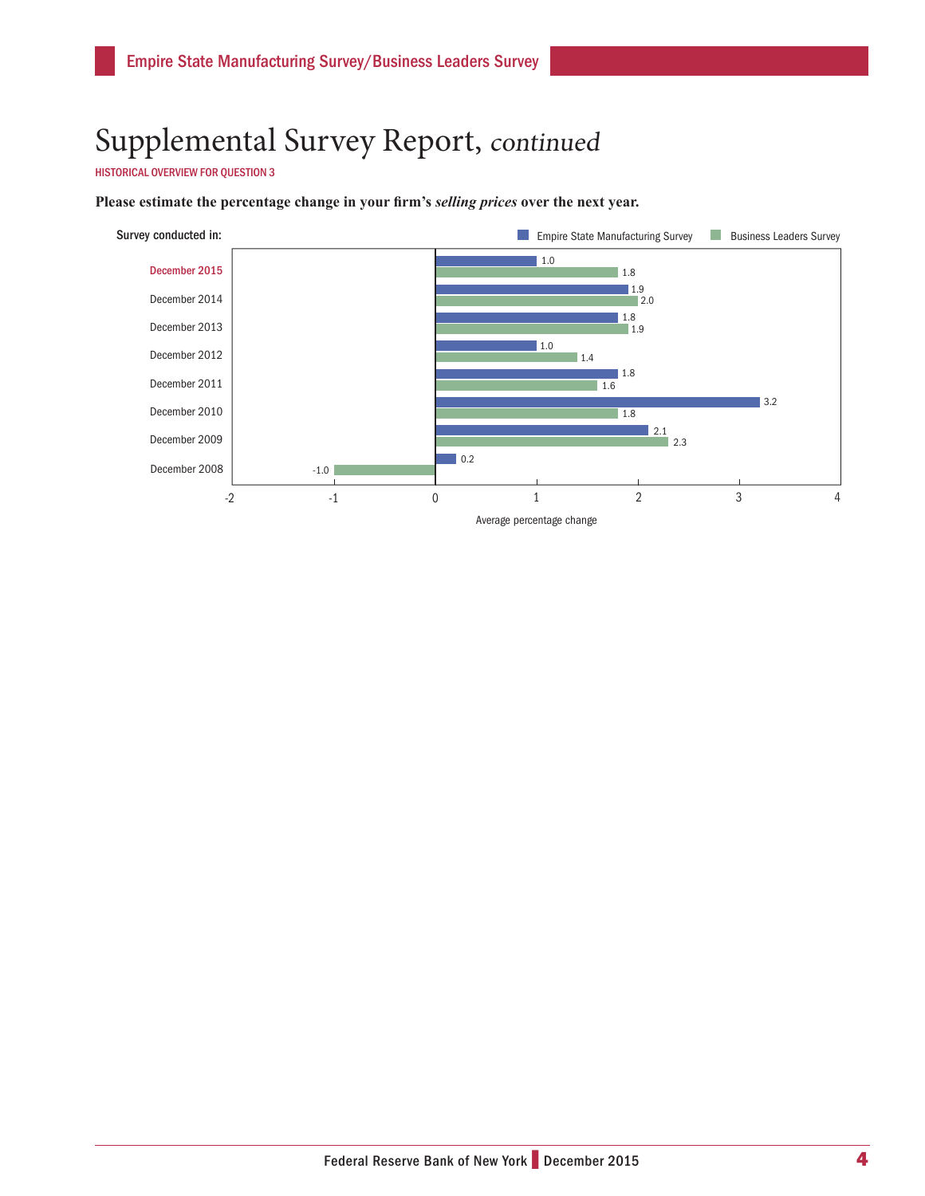# Supplemental Survey Report, *continued*

HISTORICAL OVERVIEW FOR QUESTION 3

**Please estimate the percentage change in your firm's *selling prices* over the next year.**

Survey conducted in:

Empire State Manufacturing Survey
Business Leaders Survey

December 2015
1.0
1.8

December 2014
1.9
2.0

December 2013
1.8
1.9

December 2012
1.0
1.4

December 2011
1.8
1.6

December 2010
3.2
1.8

December 2009
2.1
2.3

December 2008
0.2
-1.0

-2
-1
0
1
2
3
4

Average percentage change